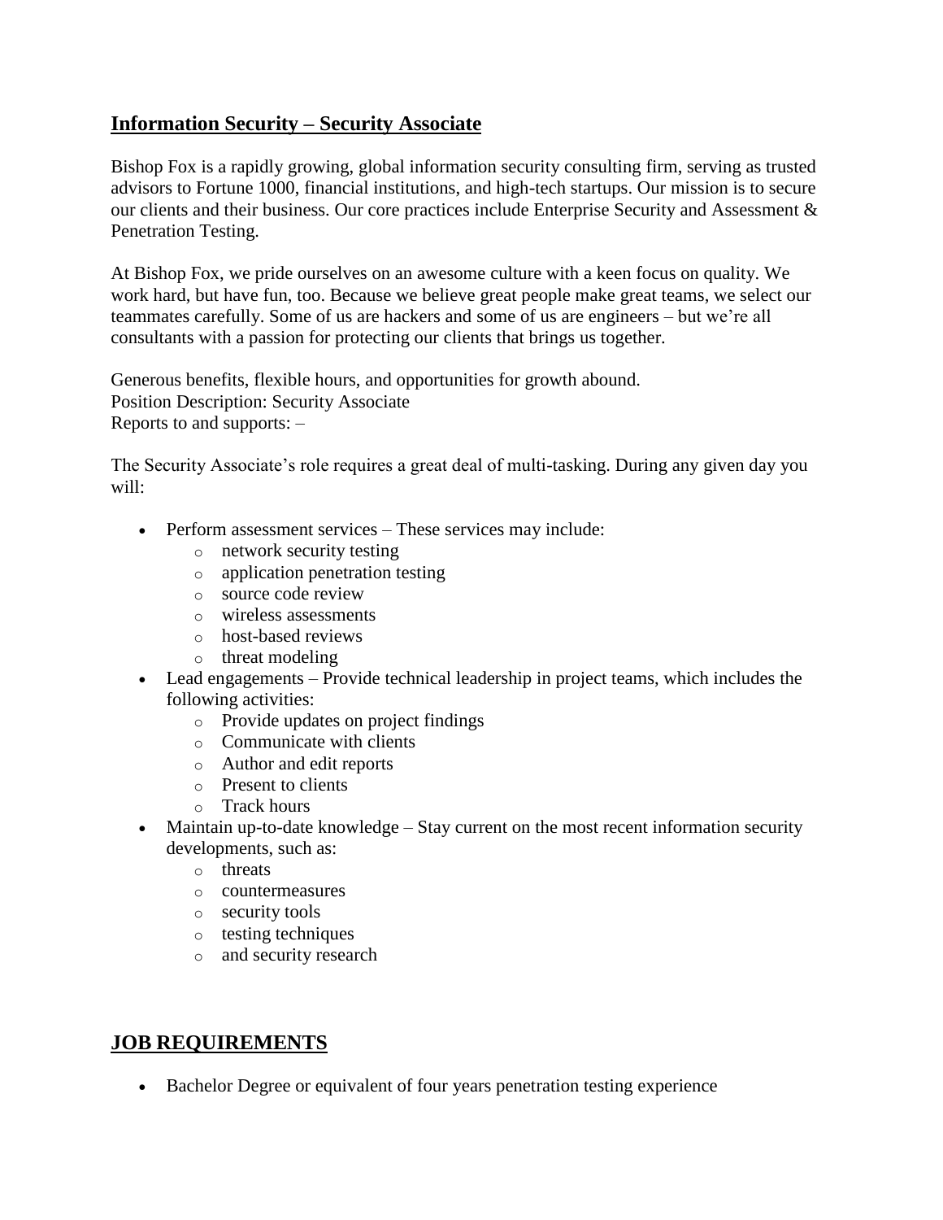## Information Security – Security Associate

Bishop Fox is a rapidly growing, global information security consulting firm, serving as trusted advisors to Fortune 1000, financial institutions, and high-tech startups. Our mission is to secure our clients and their business. Our core practices include Enterprise Security and Assessment & Penetration Testing.

At Bishop Fox, we pride ourselves on an awesome culture with a keen focus on quality. We work hard, but have fun, too. Because we believe great people make great teams, we select our teammates carefully. Some of us are hackers and some of us are engineers – but we're all consultants with a passion for protecting our clients that brings us together.

Generous benefits, flexible hours, and opportunities for growth abound.
Position Description: Security Associate
Reports to and supports: –

The Security Associate's role requires a great deal of multi-tasking. During any given day you will:

- Perform assessment services – These services may include:
  - network security testing
  - application penetration testing
  - source code review
  - wireless assessments
  - host-based reviews
  - threat modeling
- Lead engagements – Provide technical leadership in project teams, which includes the following activities:
  - Provide updates on project findings
  - Communicate with clients
  - Author and edit reports
  - Present to clients
  - Track hours
- Maintain up-to-date knowledge – Stay current on the most recent information security developments, such as:
  - threats
  - countermeasures
  - security tools
  - testing techniques
  - and security research

## JOB REQUIREMENTS

- Bachelor Degree or equivalent of four years penetration testing experience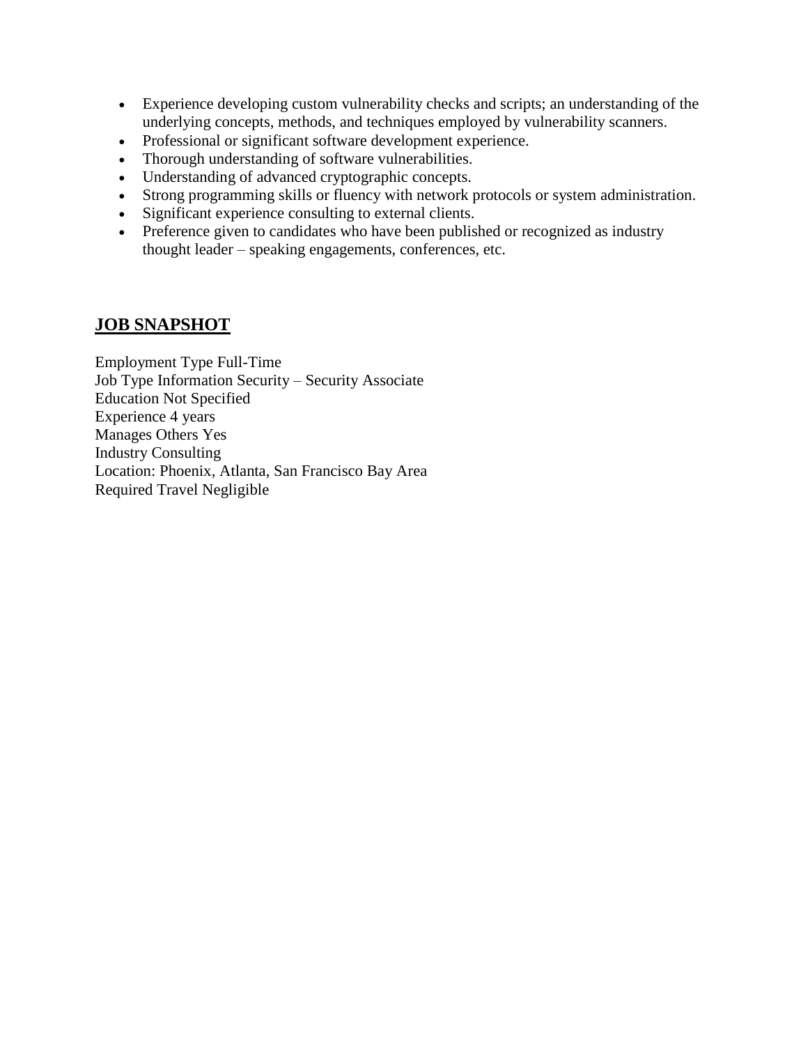- Experience developing custom vulnerability checks and scripts; an understanding of the underlying concepts, methods, and techniques employed by vulnerability scanners.
- Professional or significant software development experience.
- Thorough understanding of software vulnerabilities.
- Understanding of advanced cryptographic concepts.
- Strong programming skills or fluency with network protocols or system administration.
- Significant experience consulting to external clients.
- Preference given to candidates who have been published or recognized as industry thought leader – speaking engagements, conferences, etc.

## **JOB SNAPSHOT**

Employment Type Full-Time
Job Type Information Security – Security Associate
Education Not Specified
Experience 4 years
Manages Others Yes
Industry Consulting
Location: Phoenix, Atlanta, San Francisco Bay Area
Required Travel Negligible